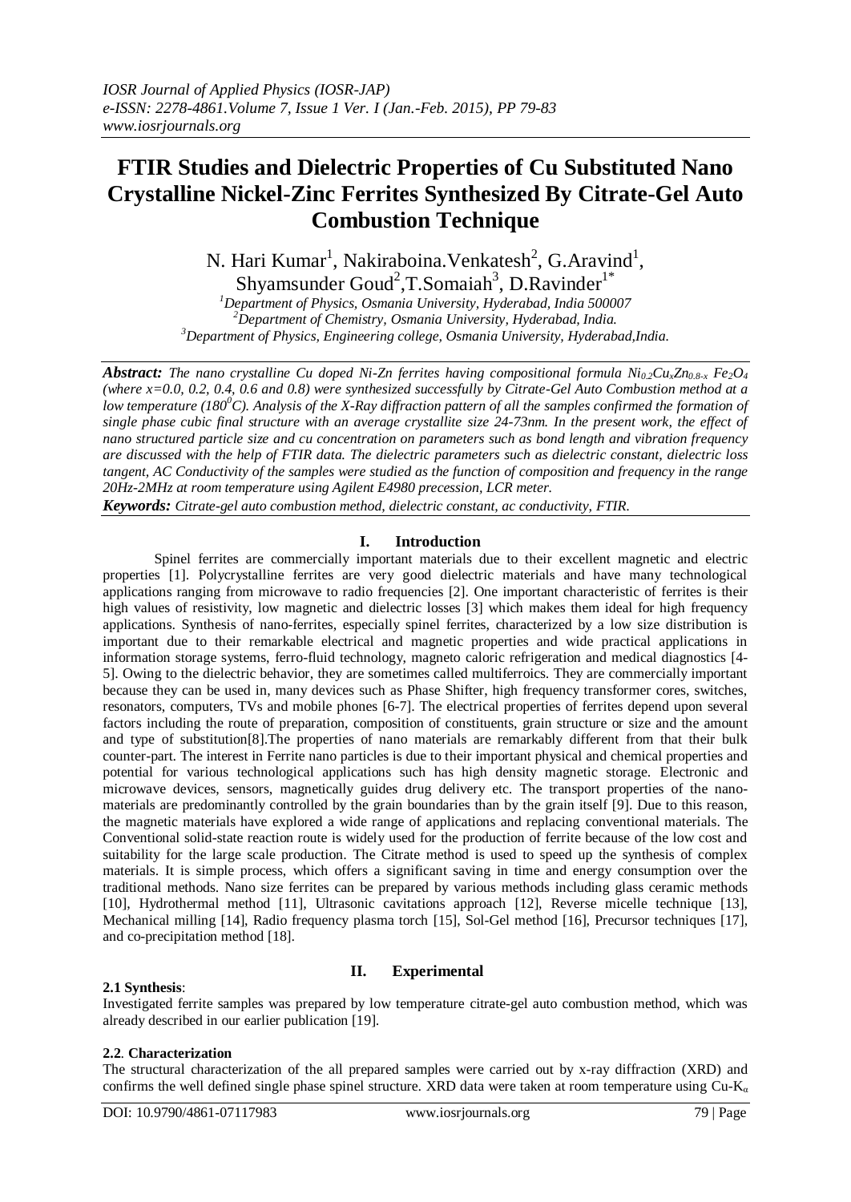# FTIR Studies and Dielectric Properties of Cu Substituted Nano Crystalline Nickel-Zinc Ferrites Synthesized By Citrate-Gel Auto Combustion Technique

N. Hari Kumar[1], Nakiraboina.Venkatesh[2], G.Aravind[1], Shyamsunder Goud[2],T.Somaiah[3], D.Ravinder[1*]

[1]Department of Physics, Osmania University, Hyderabad, India 500007
[2]Department of Chemistry, Osmania University, Hyderabad, India.
[3]Department of Physics, Engineering college, Osmania University, Hyderabad,India.

***Abstract:*** *The nano crystalline Cu doped Ni-Zn ferrites having compositional formula $Ni_{0.2}Cu_xZn_{0.8-x}Fe_2O_4$ (where x=0.0, 0.2, 0.4, 0.6 and 0.8) were synthesized successfully by Citrate-Gel Auto Combustion method at a low temperature ($180^0C$). Analysis of the X-Ray diffraction pattern of all the samples confirmed the formation of single phase cubic final structure with an average crystallite size 24-73nm. In the present work, the effect of nano structured particle size and cu concentration on parameters such as bond length and vibration frequency are discussed with the help of FTIR data. The dielectric parameters such as dielectric constant, dielectric loss tangent, AC Conductivity of the samples were studied as the function of composition and frequency in the range 20Hz-2MHz at room temperature using Agilent E4980 precession, LCR meter.*

***Keywords:*** *Citrate-gel auto combustion method, dielectric constant, ac conductivity, FTIR.*

## I. Introduction

Spinel ferrites are commercially important materials due to their excellent magnetic and electric properties [1]. Polycrystalline ferrites are very good dielectric materials and have many technological applications ranging from microwave to radio frequencies [2]. One important characteristic of ferrites is their high values of resistivity, low magnetic and dielectric losses [3] which makes them ideal for high frequency applications. Synthesis of nano-ferrites, especially spinel ferrites, characterized by a low size distribution is important due to their remarkable electrical and magnetic properties and wide practical applications in information storage systems, ferro-fluid technology, magneto caloric refrigeration and medical diagnostics [4-5]. Owing to the dielectric behavior, they are sometimes called multiferroics. They are commercially important because they can be used in, many devices such as Phase Shifter, high frequency transformer cores, switches, resonators, computers, TVs and mobile phones [6-7]. The electrical properties of ferrites depend upon several factors including the route of preparation, composition of constituents, grain structure or size and the amount and type of substitution[8].The properties of nano materials are remarkably different from that their bulk counter-part. The interest in Ferrite nano particles is due to their important physical and chemical properties and potential for various technological applications such has high density magnetic storage. Electronic and microwave devices, sensors, magnetically guides drug delivery etc. The transport properties of the nano-materials are predominantly controlled by the grain boundaries than by the grain itself [9]. Due to this reason, the magnetic materials have explored a wide range of applications and replacing conventional materials. The Conventional solid-state reaction route is widely used for the production of ferrite because of the low cost and suitability for the large scale production. The Citrate method is used to speed up the synthesis of complex materials. It is simple process, which offers a significant saving in time and energy consumption over the traditional methods. Nano size ferrites can be prepared by various methods including glass ceramic methods [10], Hydrothermal method [11], Ultrasonic cavitations approach [12], Reverse micelle technique [13], Mechanical milling [14], Radio frequency plasma torch [15], Sol-Gel method [16], Precursor techniques [17], and co-precipitation method [18].

## II. Experimental

**2.1 Synthesis**:

Investigated ferrite samples was prepared by low temperature citrate-gel auto combustion method, which was already described in our earlier publication [19].

**2.2**. **Characterization**

The structural characterization of the all prepared samples were carried out by x-ray diffraction (XRD) and confirms the well defined single phase spinel structure. XRD data were taken at room temperature using Cu-$K_\alpha$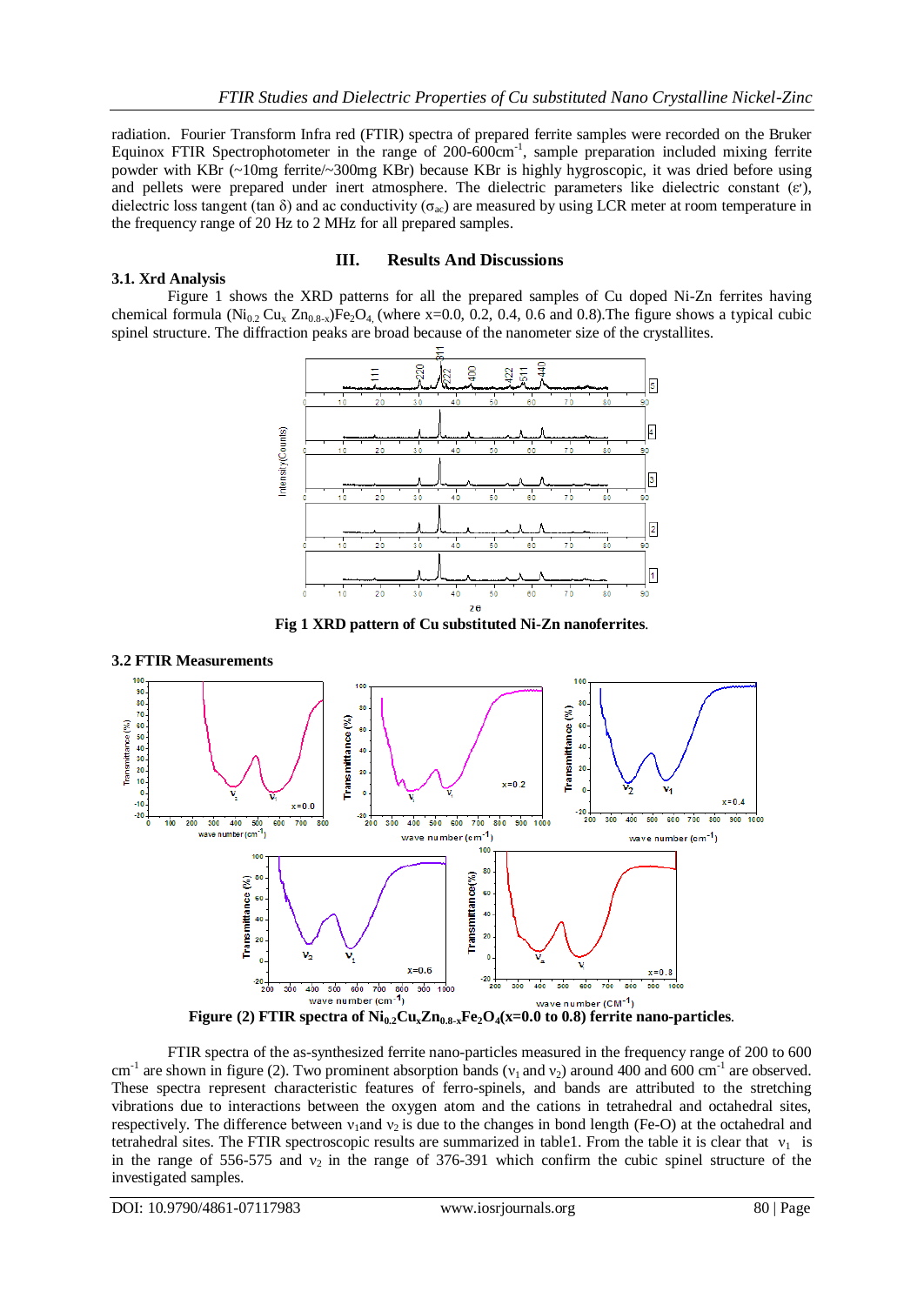radiation. Fourier Transform Infra red (FTIR) spectra of prepared ferrite samples were recorded on the Bruker Equinox FTIR Spectrophotometer in the range of 200-600cm$^{-1}$, sample preparation included mixing ferrite powder with KBr (~10mg ferrite/~300mg KBr) because KBr is highly hygroscopic, it was dried before using and pellets were prepared under inert atmosphere. The dielectric parameters like dielectric constant ($\varepsilon'$), dielectric loss tangent (tan $\delta$) and ac conductivity ($\sigma_{ac}$) are measured by using LCR meter at room temperature in the frequency range of 20 Hz to 2 MHz for all prepared samples.

## III. Results And Discussions

### 3.1. Xrd Analysis

Figure 1 shows the XRD patterns for all the prepared samples of Cu doped Ni-Zn ferrites having chemical formula ($Ni_{0.2}Cu_xZn_{0.8-x}$)$Fe_2O_4$ (where x=0.0, 0.2, 0.4, 0.6 and 0.8).The figure shows a typical cubic spinel structure. The diffraction peaks are broad because of the nanometer size of the crystallites.

**Fig 1 XRD pattern of Cu substituted Ni-Zn nanoferrites.**

### 3.2 FTIR Measurements

**Figure (2) FTIR spectra of $Ni_{0.2}Cu_xZn_{0.8-x}Fe_2O_4$(x=0.0 to 0.8) ferrite nano-particles.**

FTIR spectra of the as-synthesized ferrite nano-particles measured in the frequency range of 200 to 600 cm$^{-1}$ are shown in figure (2). Two prominent absorption bands ($\nu_1$ and $\nu_2$) around 400 and 600 cm$^{-1}$ are observed. These spectra represent characteristic features of ferro-spinels, and bands are attributed to the stretching vibrations due to interactions between the oxygen atom and the cations in tetrahedral and octahedral sites, respectively. The difference between $\nu_1$and $\nu_2$ is due to the changes in bond length (Fe-O) at the octahedral and tetrahedral sites. The FTIR spectroscopic results are summarized in table1. From the table it is clear that $\nu_1$ is in the range of 556-575 and $\nu_2$ in the range of 376-391 which confirm the cubic spinel structure of the investigated samples.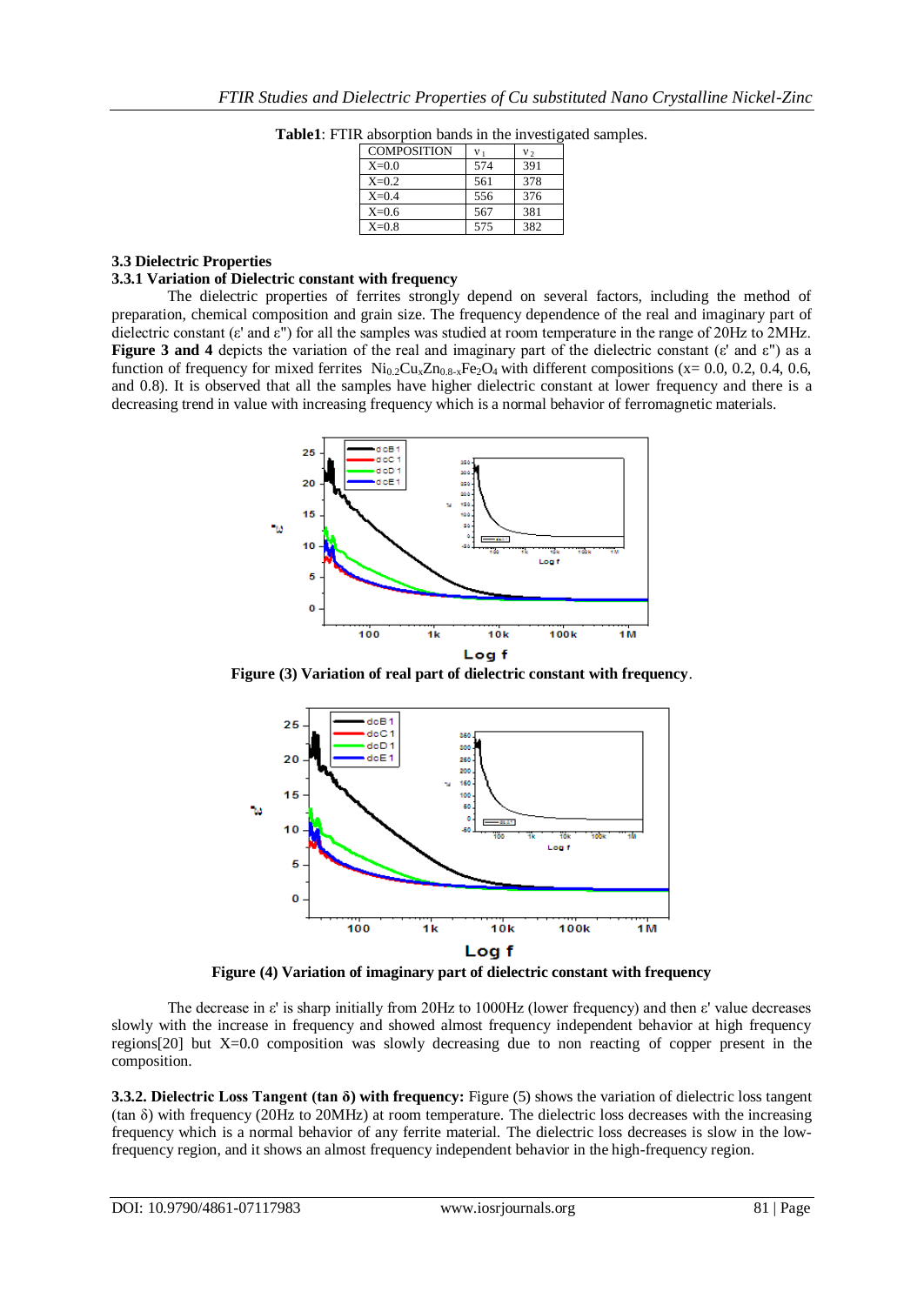**Table1**: FTIR absorption bands in the investigated samples.

| COMPOSITION | $v_1$ | $v_2$ |
|---|---|---|
| X=0.0 | 574 | 391 |
| X=0.2 | 561 | 378 |
| X=0.4 | 556 | 376 |
| X=0.6 | 567 | 381 |
| X=0.8 | 575 | 382 |

### 3.3 Dielectric Properties

### 3.3.1 Variation of Dielectric constant with frequency

The dielectric properties of ferrites strongly depend on several factors, including the method of preparation, chemical composition and grain size. The frequency dependence of the real and imaginary part of dielectric constant (ε' and ε") for all the samples was studied at room temperature in the range of 20Hz to 2MHz. **Figure 3 and 4** depicts the variation of the real and imaginary part of the dielectric constant (ε' and ε") as a function of frequency for mixed ferrites $Ni_{0.2}Cu_xZn_{0.8-x}Fe_2O_4$ with different compositions (x= 0.0, 0.2, 0.4, 0.6, and 0.8). It is observed that all the samples have higher dielectric constant at lower frequency and there is a decreasing trend in value with increasing frequency which is a normal behavior of ferromagnetic materials.

**Figure (3) Variation of real part of dielectric constant with frequency**.

**Figure (4) Variation of imaginary part of dielectric constant with frequency**

The decrease in ε' is sharp initially from 20Hz to 1000Hz (lower frequency) and then ε' value decreases slowly with the increase in frequency and showed almost frequency independent behavior at high frequency regions[20] but X=0.0 composition was slowly decreasing due to non reacting of copper present in the composition.

**3.3.2. Dielectric Loss Tangent (tan δ) with frequency:** Figure (5) shows the variation of dielectric loss tangent (tan δ) with frequency (20Hz to 20MHz) at room temperature. The dielectric loss decreases with the increasing frequency which is a normal behavior of any ferrite material. The dielectric loss decreases is slow in the low-frequency region, and it shows an almost frequency independent behavior in the high-frequency region.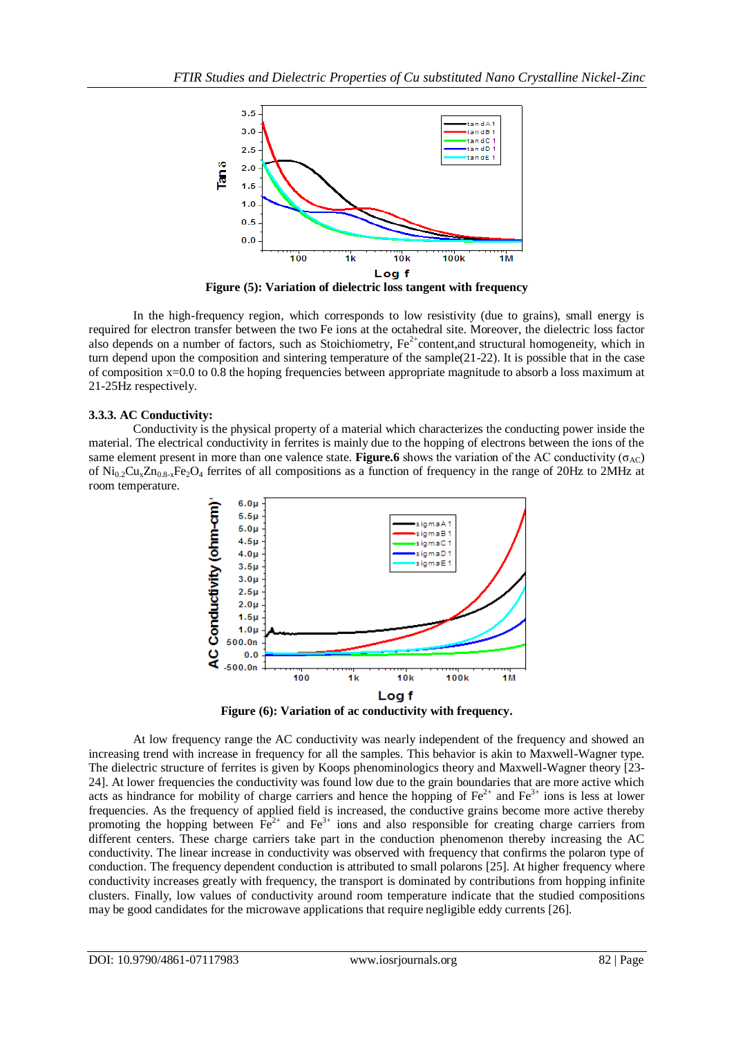**Figure (5): Variation of dielectric loss tangent with frequency**

In the high-frequency region, which corresponds to low resistivity (due to grains), small energy is required for electron transfer between the two Fe ions at the octahedral site. Moreover, the dielectric loss factor also depends on a number of factors, such as Stoichiometry, $Fe^{2+}$content,and structural homogeneity, which in turn depend upon the composition and sintering temperature of the sample(21-22). It is possible that in the case of composition x=0.0 to 0.8 the hoping frequencies between appropriate magnitude to absorb a loss maximum at 21-25Hz respectively.

### 3.3.3. AC Conductivity:

Conductivity is the physical property of a material which characterizes the conducting power inside the material. The electrical conductivity in ferrites is mainly due to the hopping of electrons between the ions of the same element present in more than one valence state. **Figure.6** shows the variation of the AC conductivity ($\sigma_{AC}$) of $Ni_{0.2}Cu_xZn_{0.8-x}Fe_2O_4$ ferrites of all compositions as a function of frequency in the range of 20Hz to 2MHz at room temperature.

**Figure (6): Variation of ac conductivity with frequency.**

At low frequency range the AC conductivity was nearly independent of the frequency and showed an increasing trend with increase in frequency for all the samples. This behavior is akin to Maxwell-Wagner type. The dielectric structure of ferrites is given by Koops phenominologics theory and Maxwell-Wagner theory [23-24]. At lower frequencies the conductivity was found low due to the grain boundaries that are more active which acts as hindrance for mobility of charge carriers and hence the hopping of $Fe^{2+}$ and $Fe^{3+}$ ions is less at lower frequencies. As the frequency of applied field is increased, the conductive grains become more active thereby promoting the hopping between $Fe^{2+}$ and $Fe^{3+}$ ions and also responsible for creating charge carriers from different centers. These charge carriers take part in the conduction phenomenon thereby increasing the AC conductivity. The linear increase in conductivity was observed with frequency that confirms the polaron type of conduction. The frequency dependent conduction is attributed to small polarons [25]. At higher frequency where conductivity increases greatly with frequency, the transport is dominated by contributions from hopping infinite clusters. Finally, low values of conductivity around room temperature indicate that the studied compositions may be good candidates for the microwave applications that require negligible eddy currents [26].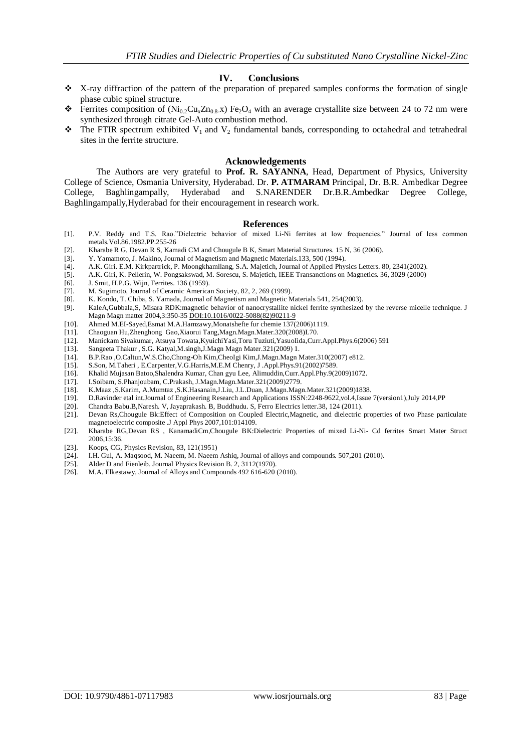## IV. Conclusions

- X-ray diffraction of the pattern of the preparation of prepared samples conforms the formation of single phase cubic spinel structure.
- Ferrites composition of $(Ni_{0.2}Cu_xZn_{0.8\text{-}}x)$ $Fe_2O_4$ with an average crystallite size between 24 to 72 nm were synthesized through citrate Gel-Auto combustion method.
- The FTIR spectrum exhibited $V_1$ and $V_2$ fundamental bands, corresponding to octahedral and tetrahedral sites in the ferrite structure.

## Acknowledgements

The Authors are very grateful to **Prof. R. SAYANNA**, Head, Department of Physics, University College of Science, Osmania University, Hyderabad. Dr. **P. ATMARAM** Principal, Dr. B.R. Ambedkar Degree College, Baghlingampally, Hyderabad and S.NARENDER Dr.B.R.Ambedkar Degree College, Baghlingampally,Hyderabad for their encouragement in research work.

## References

[1]. P.V. Reddy and T.S. Rao."Dielectric behavior of mixed Li-Ni ferrites at low frequencies." Journal of less common metals.Vol.86.1982.PP.255-26

[2]. Kharabe R G, Devan R S, Kamadi CM and Chougule B K, Smart Material Structures. 15 N, 36 (2006).

[3]. Y. Yamamoto, J. Makino, Journal of Magnetism and Magnetic Materials.133, 500 (1994).

[4]. A.K. Giri. E.M. Kirkpartrick, P. Moongkhamllang, S.A. Majetich, Journal of Applied Physics Letters. 80, 2341(2002).

[5]. A.K. Giri, K. Pellerin, W. Pongsakswad, M. Sorescu, S. Majetich, IEEE Transanctions on Magnetics. 36, 3029 (2000)

[6]. J. Smit, H.P.G. Wijn, Ferrites. 136 (1959).

[7]. M. Sugimoto, Journal of Ceramic American Society, 82, 2, 269 (1999).

[8]. K. Kondo, T. Chiba, S. Yamada, Journal of Magnetism and Magnetic Materials 541, 254(2003).

[9]. KaleA,Gubbala,S, Misara RDK:magnetic behavior of nanocrystallite nickel ferrite synthesized by the reverse micelle technique. J Magn Magn matter 2004,3:350-35 DOI:10.1016/0022-5088(82)90211-9

[10]. Ahmed M.EI-Sayed,Esmat M.A.Hamzawy,Monatshefte fur chemie 137(2006)1119.

[11]. Chaoguan Hu,Zhenghong Gao,Xiaorui Tang,Magn.Magn.Mater.320(2008)L70.

[12]. Manickam Sivakumar, Atsuya Towata,KyuichiYasi,Toru Tuziuti,YasuoIida,Curr.Appl.Phys.6(2006) 591

[13]. Sangeeta Thakur , S.G. Katyal,M.singh,J.Magn Magn Mater.321(2009) 1.

[14]. B.P.Rao ,O.Caltun,W.S.Cho,Chong-Oh Kim,CheoIgi Kim,J.Magn.Magn Mater.310(2007) e812.

[15]. S.Son, M.Taheri , E.Carpenter,V.G.Harris,M.E.M Chenry, J .Appl.Phys.91(2002)7589.

[16]. Khalid Mujasan Batoo,Shalendra Kumar, Chan gyu Lee, Alimuddin,Curr.Appl.Phy.9(2009)1072.

[17]. I.Soibam, S.Phanjoubam, C.Prakash, J.Magn.Magn.Mater.321(2009)2779.

[18]. K.Maaz ,S.Karim, A.Mumtaz ,S.K.Hasanain,J.Liu, J.L.Duan, J.Magn.Magn.Mater.321(2009)1838.

[19]. D.Ravinder etal int.Journal of Engineering Research and Applications ISSN:2248-9622,vol.4,Issue 7(version1),July 2014,PP

[20]. Chandra Babu.B,Naresh. V, Jayaprakash. B, Buddhudu. S, Ferro Electrics letter.38, 124 (2011).

[21]. Devan Rs,Chougule Bk:Effect of Composition on Coupled Electric,Magnetic, and dielectric properties of two Phase particulate magnetoelectric composite .J Appl Phys 2007,101:014109.

[22]. Kharabe RG,Devan RS , KanamadiCm,Chougule BK:Dielectric Properties of mixed Li-Ni- Cd ferrites Smart Mater Struct 2006,15:36.

[23]. Koops, CG, Physics Revision, 83, 121(1951)

[24]. I.H. Gul, A. Maqsood, M. Naeem, M. Naeem Ashiq, Journal of alloys and compounds. 507,201 (2010).

[25]. Alder D and Fienleib. Journal Physics Revision B. 2, 3112(1970).

[26]. M.A. Elkestawy, Journal of Alloys and Compounds 492 616-620 (2010).